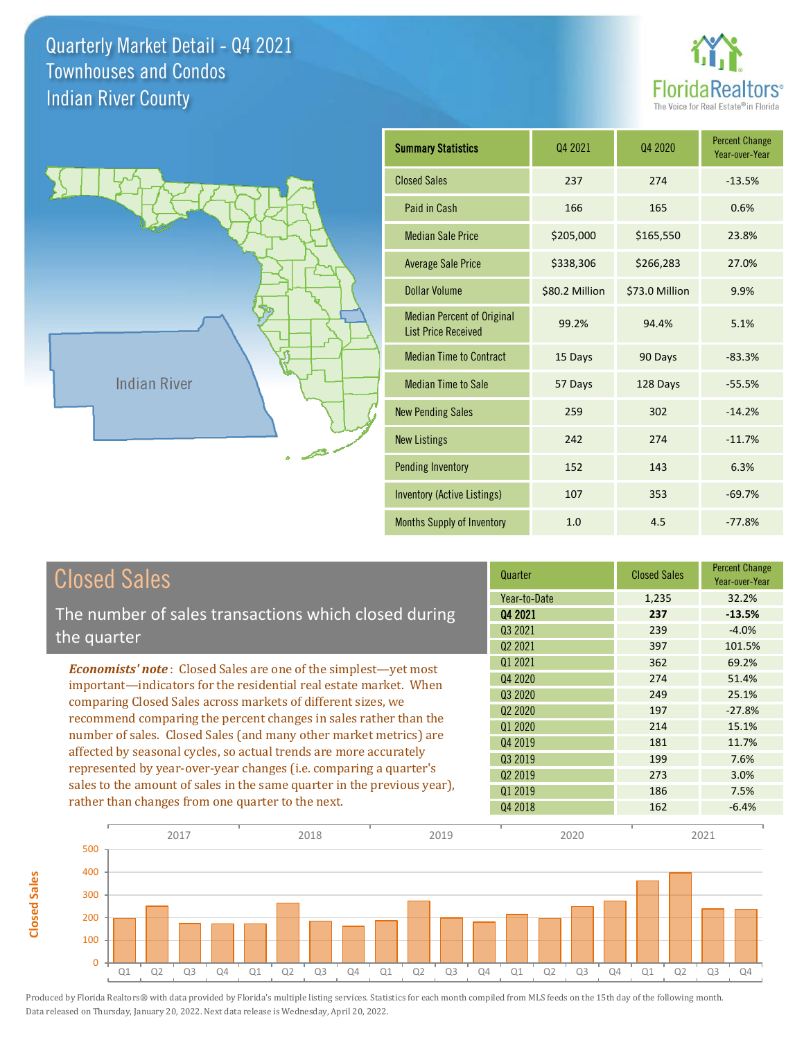# Quarterly Market Detail - Q4 2021
## Townhouses and Condos
## Indian River County

| Summary Statistics | Q4 2021 | Q4 2020 | Percent Change Year-over-Year |
|---|---|---|---|
| Closed Sales | 237 | 274 | -13.5% |
| Paid in Cash | 166 | 165 | 0.6% |
| Median Sale Price | $205,000 | $165,550 | 23.8% |
| Average Sale Price | $338,306 | $266,283 | 27.0% |
| Dollar Volume | $80.2 Million | $73.0 Million | 9.9% |
| Median Percent of Original List Price Received | 99.2% | 94.4% | 5.1% |
| Median Time to Contract | 15 Days | 90 Days | -83.3% |
| Median Time to Sale | 57 Days | 128 Days | -55.5% |
| New Pending Sales | 259 | 302 | -14.2% |
| New Listings | 242 | 274 | -11.7% |
| Pending Inventory | 152 | 143 | 6.3% |
| Inventory (Active Listings) | 107 | 353 | -69.7% |
| Months Supply of Inventory | 1.0 | 4.5 | -77.8% |

## Closed Sales

The number of sales transactions which closed during the quarter

***Economists' note***: Closed Sales are one of the simplest—yet most important—indicators for the residential real estate market. When comparing Closed Sales across markets of different sizes, we recommend comparing the percent changes in sales rather than the number of sales. Closed Sales (and many other market metrics) are affected by seasonal cycles, so actual trends are more accurately represented by year-over-year changes (i.e. comparing a quarter's sales to the amount of sales in the same quarter in the previous year), rather than changes from one quarter to the next.

| Quarter | Closed Sales | Percent Change Year-over-Year |
|---|---|---|
| Year-to-Date | 1,235 | 32.2% |
| **Q4 2021** | **237** | **-13.5%** |
| Q3 2021 | 239 | -4.0% |
| Q2 2021 | 397 | 101.5% |
| Q1 2021 | 362 | 69.2% |
| Q4 2020 | 274 | 51.4% |
| Q3 2020 | 249 | 25.1% |
| Q2 2020 | 197 | -27.8% |
| Q1 2020 | 214 | 15.1% |
| Q4 2019 | 181 | 11.7% |
| Q3 2019 | 199 | 7.6% |
| Q2 2019 | 273 | 3.0% |
| Q1 2019 | 186 | 7.5% |
| Q4 2018 | 162 | -6.4% |

Produced by Florida Realtors® with data provided by Florida's multiple listing services. Statistics for each month compiled from MLS feeds on the 15th day of the following month. Data released on Thursday, January 20, 2022. Next data release is Wednesday, April 20, 2022.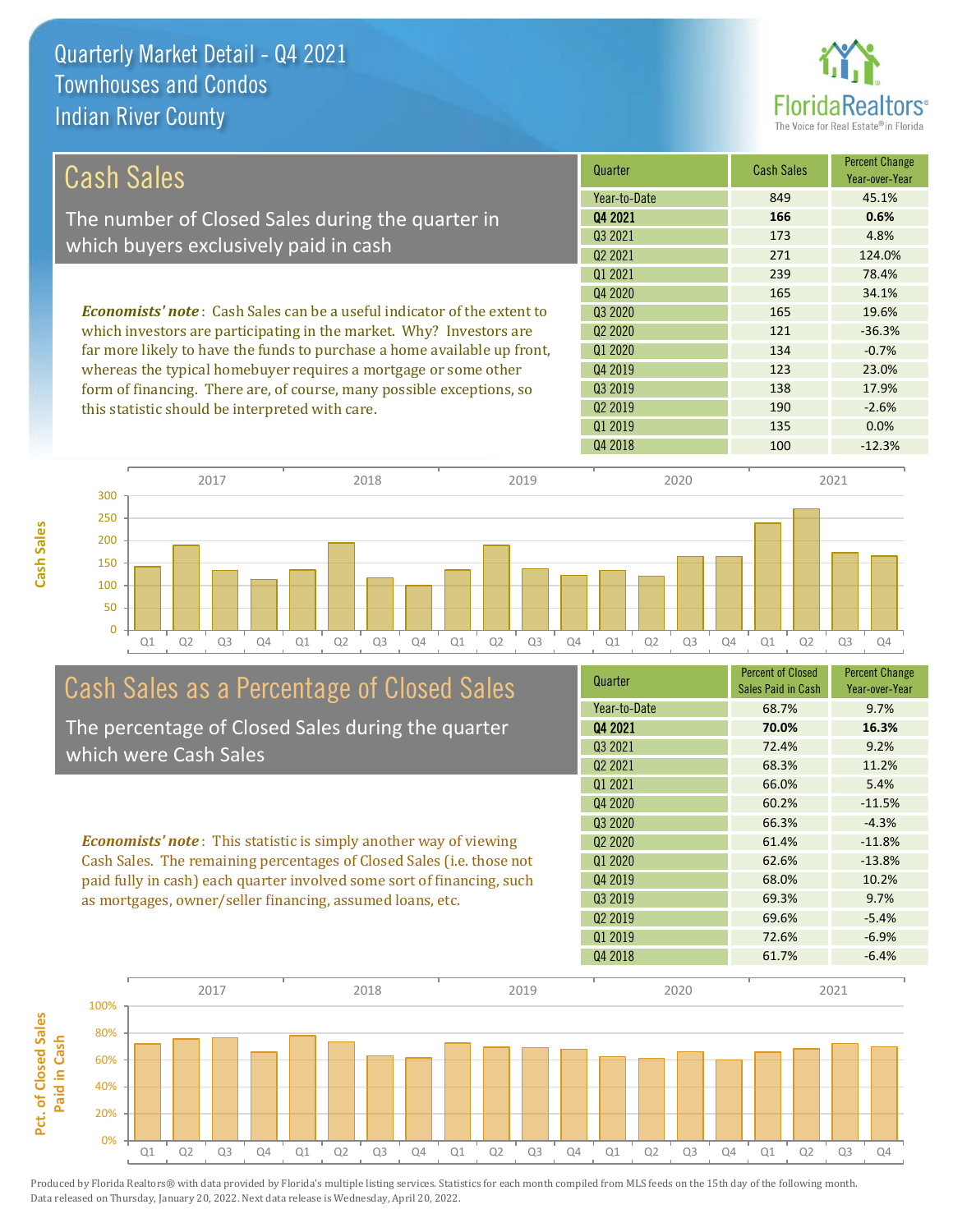# Quarterly Market Detail - Q4 2021
## Townhouses and Condos
## Indian River County

## Cash Sales

The number of Closed Sales during the quarter in which buyers exclusively paid in cash

***Economists' note***: Cash Sales can be a useful indicator of the extent to which investors are participating in the market. Why? Investors are far more likely to have the funds to purchase a home available up front, whereas the typical homebuyer requires a mortgage or some other form of financing. There are, of course, many possible exceptions, so this statistic should be interpreted with care.

| Quarter | Cash Sales | Percent Change Year-over-Year |
|---|---|---|
| Year-to-Date | 849 | 45.1% |
| **Q4 2021** | **166** | **0.6%** |
| Q3 2021 | 173 | 4.8% |
| Q2 2021 | 271 | 124.0% |
| Q1 2021 | 239 | 78.4% |
| Q4 2020 | 165 | 34.1% |
| Q3 2020 | 165 | 19.6% |
| Q2 2020 | 121 | -36.3% |
| Q1 2020 | 134 | -0.7% |
| Q4 2019 | 123 | 23.0% |
| Q3 2019 | 138 | 17.9% |
| Q2 2019 | 190 | -2.6% |
| Q1 2019 | 135 | 0.0% |
| Q4 2018 | 100 | -12.3% |

## Cash Sales as a Percentage of Closed Sales

The percentage of Closed Sales during the quarter which were Cash Sales

***Economists' note***: This statistic is simply another way of viewing Cash Sales. The remaining percentages of Closed Sales (i.e. those not paid fully in cash) each quarter involved some sort of financing, such as mortgages, owner/seller financing, assumed loans, etc.

| Quarter | Percent of Closed Sales Paid in Cash | Percent Change Year-over-Year |
|---|---|---|
| Year-to-Date | 68.7% | 9.7% |
| **Q4 2021** | **70.0%** | **16.3%** |
| Q3 2021 | 72.4% | 9.2% |
| Q2 2021 | 68.3% | 11.2% |
| Q1 2021 | 66.0% | 5.4% |
| Q4 2020 | 60.2% | -11.5% |
| Q3 2020 | 66.3% | -4.3% |
| Q2 2020 | 61.4% | -11.8% |
| Q1 2020 | 62.6% | -13.8% |
| Q4 2019 | 68.0% | 10.2% |
| Q3 2019 | 69.3% | 9.7% |
| Q2 2019 | 69.6% | -5.4% |
| Q1 2019 | 72.6% | -6.9% |
| Q4 2018 | 61.7% | -6.4% |

Produced by Florida Realtors® with data provided by Florida's multiple listing services. Statistics for each month compiled from MLS feeds on the 15th day of the following month. Data released on Thursday, January 20, 2022. Next data release is Wednesday, April 20, 2022.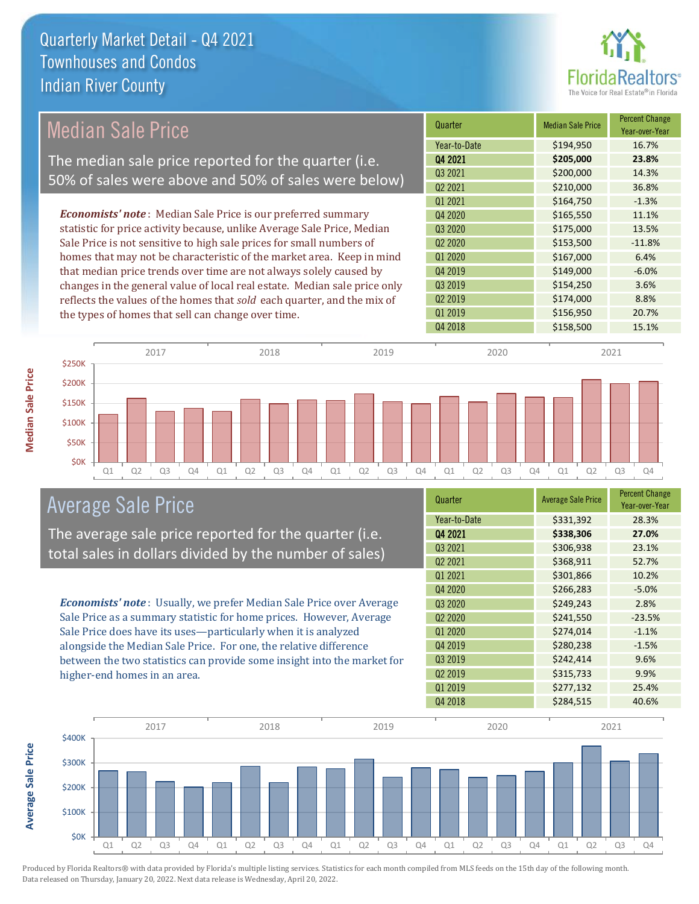# Quarterly Market Detail - Q4 2021
## Townhouses and Condos
## Indian River County

## Median Sale Price

The median sale price reported for the quarter (i.e. 50% of sales were above and 50% of sales were below)

*Economists' note*: Median Sale Price is our preferred summary statistic for price activity because, unlike Average Sale Price, Median Sale Price is not sensitive to high sale prices for small numbers of homes that may not be characteristic of the market area. Keep in mind that median price trends over time are not always solely caused by changes in the general value of local real estate. Median sale price only reflects the values of the homes that *sold* each quarter, and the mix of the types of homes that sell can change over time.

| Quarter | Median Sale Price | Percent Change Year-over-Year |
|---|---|---|
| Year-to-Date | $194,950 | 16.7% |
| **Q4 2021** | **$205,000** | **23.8%** |
| Q3 2021 | $200,000 | 14.3% |
| Q2 2021 | $210,000 | 36.8% |
| Q1 2021 | $164,750 | -1.3% |
| Q4 2020 | $165,550 | 11.1% |
| Q3 2020 | $175,000 | 13.5% |
| Q2 2020 | $153,500 | -11.8% |
| Q1 2020 | $167,000 | 6.4% |
| Q4 2019 | $149,000 | -6.0% |
| Q3 2019 | $154,250 | 3.6% |
| Q2 2019 | $174,000 | 8.8% |
| Q1 2019 | $156,950 | 20.7% |
| Q4 2018 | $158,500 | 15.1% |

## Average Sale Price

The average sale price reported for the quarter (i.e. total sales in dollars divided by the number of sales)

*Economists' note*: Usually, we prefer Median Sale Price over Average Sale Price as a summary statistic for home prices. However, Average Sale Price does have its uses—particularly when it is analyzed alongside the Median Sale Price. For one, the relative difference between the two statistics can provide some insight into the market for higher-end homes in an area.

| Quarter | Average Sale Price | Percent Change Year-over-Year |
|---|---|---|
| Year-to-Date | $331,392 | 28.3% |
| **Q4 2021** | **$338,306** | **27.0%** |
| Q3 2021 | $306,938 | 23.1% |
| Q2 2021 | $368,911 | 52.7% |
| Q1 2021 | $301,866 | 10.2% |
| Q4 2020 | $266,283 | -5.0% |
| Q3 2020 | $249,243 | 2.8% |
| Q2 2020 | $241,550 | -23.5% |
| Q1 2020 | $274,014 | -1.1% |
| Q4 2019 | $280,238 | -1.5% |
| Q3 2019 | $242,414 | 9.6% |
| Q2 2019 | $315,733 | 9.9% |
| Q1 2019 | $277,132 | 25.4% |
| Q4 2018 | $284,515 | 40.6% |

Produced by Florida Realtors® with data provided by Florida's multiple listing services. Statistics for each month compiled from MLS feeds on the 15th day of the following month. Data released on Thursday, January 20, 2022. Next data release is Wednesday, April 20, 2022.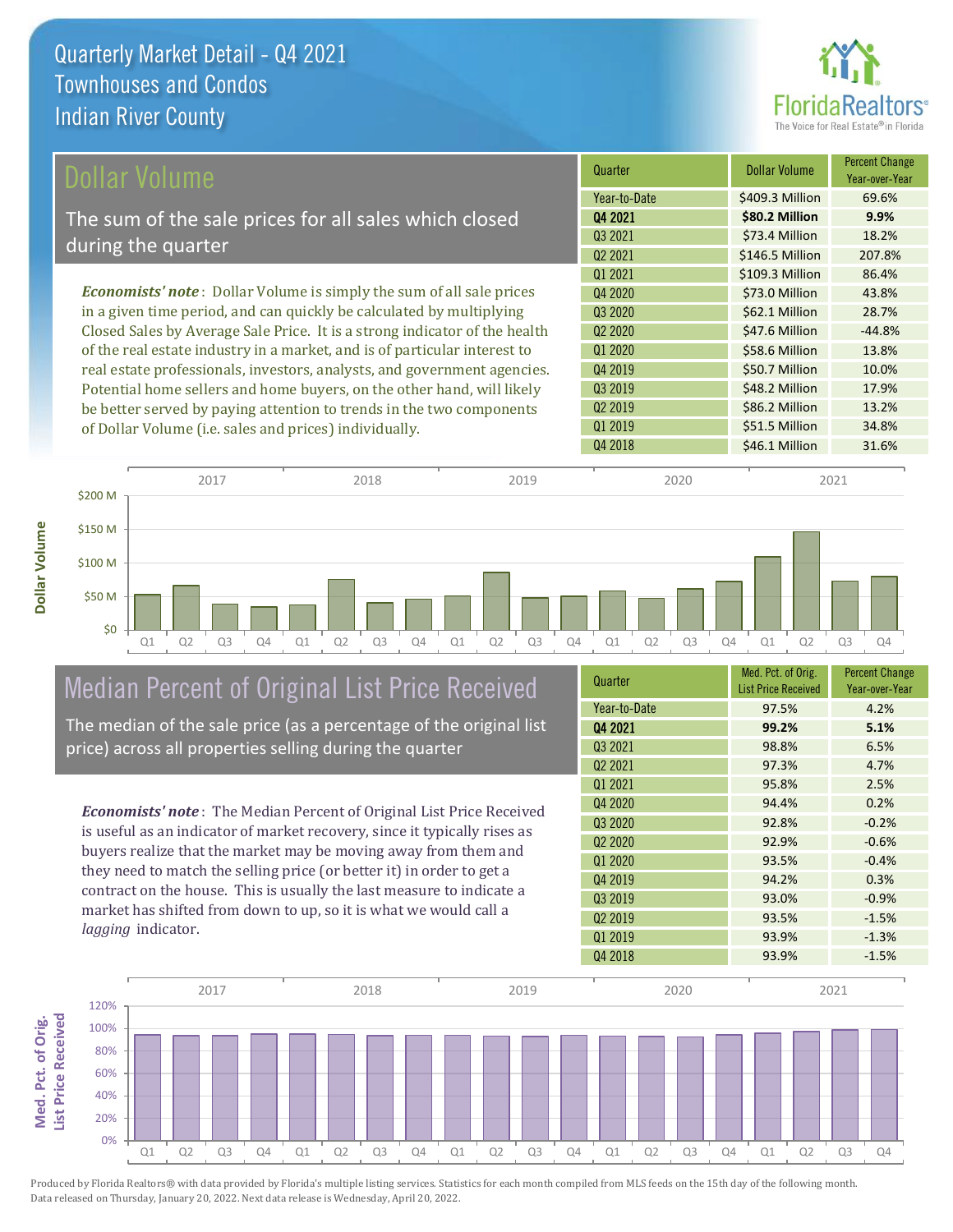# Quarterly Market Detail - Q4 2021
## Townhouses and Condos
## Indian River County

## Dollar Volume

The sum of the sale prices for all sales which closed during the quarter

*Economists' note*: Dollar Volume is simply the sum of all sale prices in a given time period, and can quickly be calculated by multiplying Closed Sales by Average Sale Price. It is a strong indicator of the health of the real estate industry in a market, and is of particular interest to real estate professionals, investors, analysts, and government agencies. Potential home sellers and home buyers, on the other hand, will likely be better served by paying attention to trends in the two components of Dollar Volume (i.e. sales and prices) individually.

| Quarter | Dollar Volume | Percent Change Year-over-Year |
|---|---|---|
| Year-to-Date | $409.3 Million | 69.6% |
| **Q4 2021** | **$80.2 Million** | **9.9%** |
| Q3 2021 | $73.4 Million | 18.2% |
| Q2 2021 | $146.5 Million | 207.8% |
| Q1 2021 | $109.3 Million | 86.4% |
| Q4 2020 | $73.0 Million | 43.8% |
| Q3 2020 | $62.1 Million | 28.7% |
| Q2 2020 | $47.6 Million | -44.8% |
| Q1 2020 | $58.6 Million | 13.8% |
| Q4 2019 | $50.7 Million | 10.0% |
| Q3 2019 | $48.2 Million | 17.9% |
| Q2 2019 | $86.2 Million | 13.2% |
| Q1 2019 | $51.5 Million | 34.8% |
| Q4 2018 | $46.1 Million | 31.6% |

## Median Percent of Original List Price Received

The median of the sale price (as a percentage of the original list price) across all properties selling during the quarter

*Economists' note*: The Median Percent of Original List Price Received is useful as an indicator of market recovery, since it typically rises as buyers realize that the market may be moving away from them and they need to match the selling price (or better it) in order to get a contract on the house. This is usually the last measure to indicate a market has shifted from down to up, so it is what we would call a *lagging* indicator.

| Quarter | Med. Pct. of Orig. List Price Received | Percent Change Year-over-Year |
|---|---|---|
| Year-to-Date | 97.5% | 4.2% |
| **Q4 2021** | **99.2%** | **5.1%** |
| Q3 2021 | 98.8% | 6.5% |
| Q2 2021 | 97.3% | 4.7% |
| Q1 2021 | 95.8% | 2.5% |
| Q4 2020 | 94.4% | 0.2% |
| Q3 2020 | 92.8% | -0.2% |
| Q2 2020 | 92.9% | -0.6% |
| Q1 2020 | 93.5% | -0.4% |
| Q4 2019 | 94.2% | 0.3% |
| Q3 2019 | 93.0% | -0.9% |
| Q2 2019 | 93.5% | -1.5% |
| Q1 2019 | 93.9% | -1.3% |
| Q4 2018 | 93.9% | -1.5% |

Produced by Florida Realtors® with data provided by Florida's multiple listing services. Statistics for each month compiled from MLS feeds on the 15th day of the following month. Data released on Thursday, January 20, 2022. Next data release is Wednesday, April 20, 2022.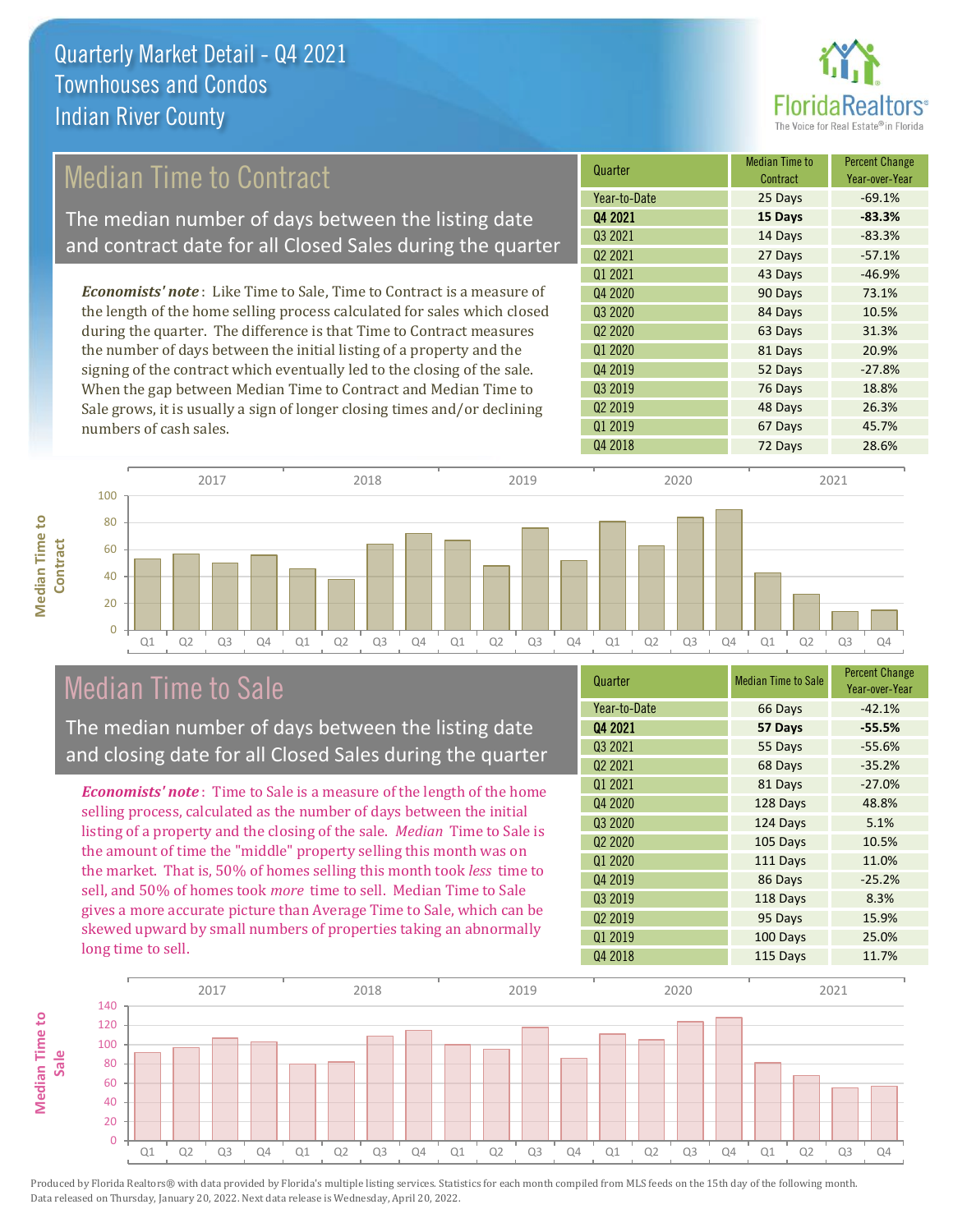# Quarterly Market Detail - Q4 2021
## Townhouses and Condos
## Indian River County

## Median Time to Contract

The median number of days between the listing date and contract date for all Closed Sales during the quarter

*Economists' note*: Like Time to Sale, Time to Contract is a measure of the length of the home selling process calculated for sales which closed during the quarter. The difference is that Time to Contract measures the number of days between the initial listing of a property and the signing of the contract which eventually led to the closing of the sale. When the gap between Median Time to Contract and Median Time to Sale grows, it is usually a sign of longer closing times and/or declining numbers of cash sales.

| Quarter | Median Time to Contract | Percent Change Year-over-Year |
|---|---|---|
| Year-to-Date | 25 Days | -69.1% |
| **Q4 2021** | **15 Days** | **-83.3%** |
| Q3 2021 | 14 Days | -83.3% |
| Q2 2021 | 27 Days | -57.1% |
| Q1 2021 | 43 Days | -46.9% |
| Q4 2020 | 90 Days | 73.1% |
| Q3 2020 | 84 Days | 10.5% |
| Q2 2020 | 63 Days | 31.3% |
| Q1 2020 | 81 Days | 20.9% |
| Q4 2019 | 52 Days | -27.8% |
| Q3 2019 | 76 Days | 18.8% |
| Q2 2019 | 48 Days | 26.3% |
| Q1 2019 | 67 Days | 45.7% |
| Q4 2018 | 72 Days | 28.6% |

## Median Time to Sale

The median number of days between the listing date and closing date for all Closed Sales during the quarter

*Economists' note*: Time to Sale is a measure of the length of the home selling process, calculated as the number of days between the initial listing of a property and the closing of the sale. *Median* Time to Sale is the amount of time the "middle" property selling this month was on the market. That is, 50% of homes selling this month took *less* time to sell, and 50% of homes took *more* time to sell. Median Time to Sale gives a more accurate picture than Average Time to Sale, which can be skewed upward by small numbers of properties taking an abnormally long time to sell.

| Quarter | Median Time to Sale | Percent Change Year-over-Year |
|---|---|---|
| Year-to-Date | 66 Days | -42.1% |
| **Q4 2021** | **57 Days** | **-55.5%** |
| Q3 2021 | 55 Days | -55.6% |
| Q2 2021 | 68 Days | -35.2% |
| Q1 2021 | 81 Days | -27.0% |
| Q4 2020 | 128 Days | 48.8% |
| Q3 2020 | 124 Days | 5.1% |
| Q2 2020 | 105 Days | 10.5% |
| Q1 2020 | 111 Days | 11.0% |
| Q4 2019 | 86 Days | -25.2% |
| Q3 2019 | 118 Days | 8.3% |
| Q2 2019 | 95 Days | 15.9% |
| Q1 2019 | 100 Days | 25.0% |
| Q4 2018 | 115 Days | 11.7% |

Produced by Florida Realtors® with data provided by Florida's multiple listing services. Statistics for each month compiled from MLS feeds on the 15th day of the following month. Data released on Thursday, January 20, 2022. Next data release is Wednesday, April 20, 2022.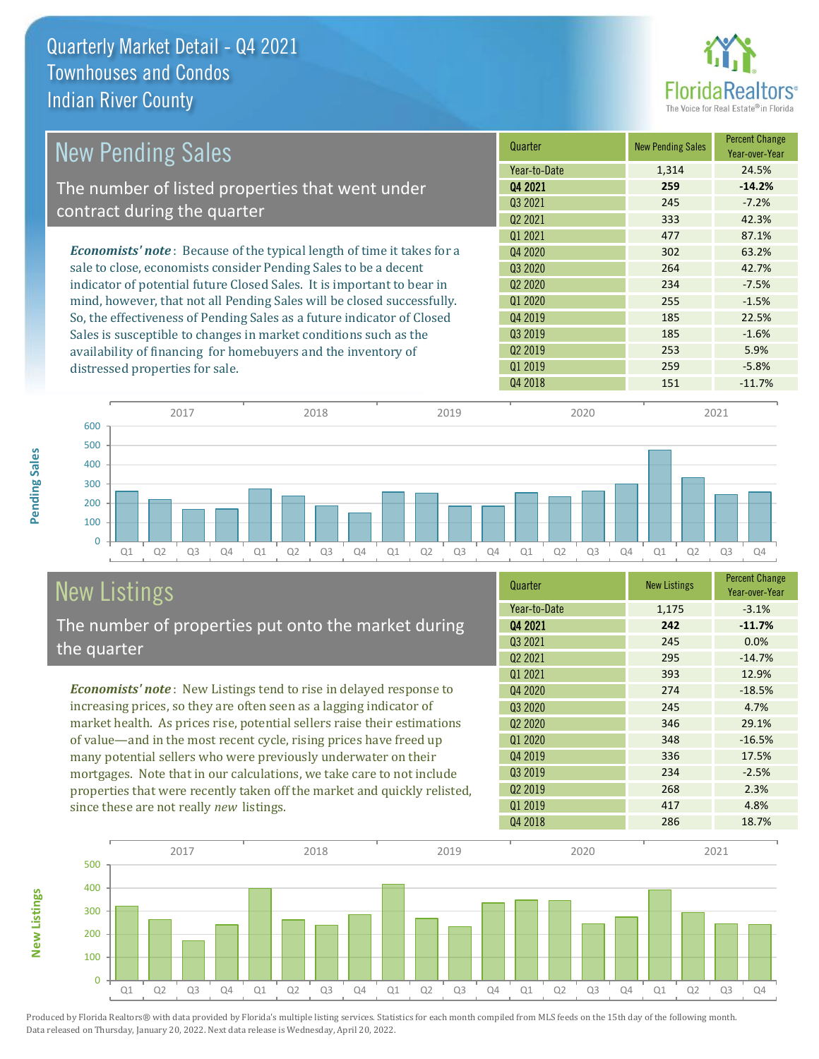# Quarterly Market Detail - Q4 2021
## Townhouses and Condos
## Indian River County

## New Pending Sales

The number of listed properties that went under contract during the quarter

***Economists' note***: Because of the typical length of time it takes for a sale to close, economists consider Pending Sales to be a decent indicator of potential future Closed Sales. It is important to bear in mind, however, that not all Pending Sales will be closed successfully. So, the effectiveness of Pending Sales as a future indicator of Closed Sales is susceptible to changes in market conditions such as the availability of financing for homebuyers and the inventory of distressed properties for sale.

| Quarter | New Pending Sales | Percent Change Year-over-Year |
|---|---|---|
| Year-to-Date | 1,314 | 24.5% |
| **Q4 2021** | **259** | **-14.2%** |
| Q3 2021 | 245 | -7.2% |
| Q2 2021 | 333 | 42.3% |
| Q1 2021 | 477 | 87.1% |
| Q4 2020 | 302 | 63.2% |
| Q3 2020 | 264 | 42.7% |
| Q2 2020 | 234 | -7.5% |
| Q1 2020 | 255 | -1.5% |
| Q4 2019 | 185 | 22.5% |
| Q3 2019 | 185 | -1.6% |
| Q2 2019 | 253 | 5.9% |
| Q1 2019 | 259 | -5.8% |
| Q4 2018 | 151 | -11.7% |

## New Listings

The number of properties put onto the market during the quarter

***Economists' note***: New Listings tend to rise in delayed response to increasing prices, so they are often seen as a lagging indicator of market health. As prices rise, potential sellers raise their estimations of value—and in the most recent cycle, rising prices have freed up many potential sellers who were previously underwater on their mortgages. Note that in our calculations, we take care to not include properties that were recently taken off the market and quickly relisted, since these are not really *new* listings.

| Quarter | New Listings | Percent Change Year-over-Year |
|---|---|---|
| Year-to-Date | 1,175 | -3.1% |
| **Q4 2021** | **242** | **-11.7%** |
| Q3 2021 | 245 | 0.0% |
| Q2 2021 | 295 | -14.7% |
| Q1 2021 | 393 | 12.9% |
| Q4 2020 | 274 | -18.5% |
| Q3 2020 | 245 | 4.7% |
| Q2 2020 | 346 | 29.1% |
| Q1 2020 | 348 | -16.5% |
| Q4 2019 | 336 | 17.5% |
| Q3 2019 | 234 | -2.5% |
| Q2 2019 | 268 | 2.3% |
| Q1 2019 | 417 | 4.8% |
| Q4 2018 | 286 | 18.7% |

Produced by Florida Realtors® with data provided by Florida's multiple listing services. Statistics for each month compiled from MLS feeds on the 15th day of the following month. Data released on Thursday, January 20, 2022. Next data release is Wednesday, April 20, 2022.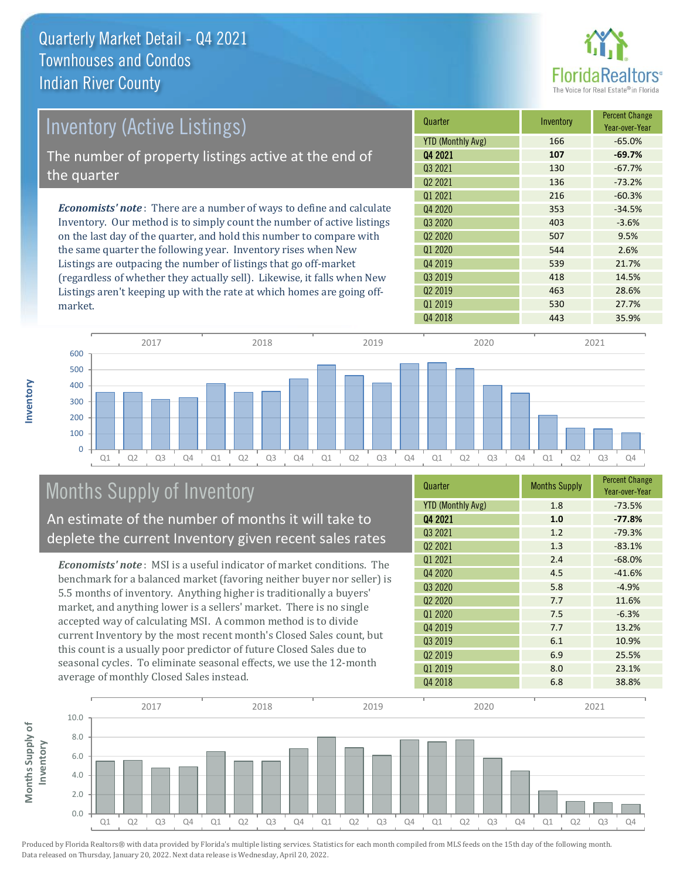# Quarterly Market Detail - Q4 2021
## Townhouses and Condos
## Indian River County

## Inventory (Active Listings)

The number of property listings active at the end of the quarter

*Economists' note*: There are a number of ways to define and calculate Inventory. Our method is to simply count the number of active listings on the last day of the quarter, and hold this number to compare with the same quarter the following year. Inventory rises when New Listings are outpacing the number of listings that go off-market (regardless of whether they actually sell). Likewise, it falls when New Listings aren't keeping up with the rate at which homes are going off-market.

| Quarter | Inventory | Percent Change Year-over-Year |
|---|---|---|
| YTD (Monthly Avg) | 166 | -65.0% |
| **Q4 2021** | **107** | **-69.7%** |
| Q3 2021 | 130 | -67.7% |
| Q2 2021 | 136 | -73.2% |
| Q1 2021 | 216 | -60.3% |
| Q4 2020 | 353 | -34.5% |
| Q3 2020 | 403 | -3.6% |
| Q2 2020 | 507 | 9.5% |
| Q1 2020 | 544 | 2.6% |
| Q4 2019 | 539 | 21.7% |
| Q3 2019 | 418 | 14.5% |
| Q2 2019 | 463 | 28.6% |
| Q1 2019 | 530 | 27.7% |
| Q4 2018 | 443 | 35.9% |

## Months Supply of Inventory

An estimate of the number of months it will take to deplete the current Inventory given recent sales rates

*Economists' note*: MSI is a useful indicator of market conditions. The benchmark for a balanced market (favoring neither buyer nor seller) is 5.5 months of inventory. Anything higher is traditionally a buyers' market, and anything lower is a sellers' market. There is no single accepted way of calculating MSI. A common method is to divide current Inventory by the most recent month's Closed Sales count, but this count is a usually poor predictor of future Closed Sales due to seasonal cycles. To eliminate seasonal effects, we use the 12-month average of monthly Closed Sales instead.

| Quarter | Months Supply | Percent Change Year-over-Year |
|---|---|---|
| YTD (Monthly Avg) | 1.8 | -73.5% |
| **Q4 2021** | **1.0** | **-77.8%** |
| Q3 2021 | 1.2 | -79.3% |
| Q2 2021 | 1.3 | -83.1% |
| Q1 2021 | 2.4 | -68.0% |
| Q4 2020 | 4.5 | -41.6% |
| Q3 2020 | 5.8 | -4.9% |
| Q2 2020 | 7.7 | 11.6% |
| Q1 2020 | 7.5 | -6.3% |
| Q4 2019 | 7.7 | 13.2% |
| Q3 2019 | 6.1 | 10.9% |
| Q2 2019 | 6.9 | 25.5% |
| Q1 2019 | 8.0 | 23.1% |
| Q4 2018 | 6.8 | 38.8% |

Produced by Florida Realtors® with data provided by Florida's multiple listing services. Statistics for each month compiled from MLS feeds on the 15th day of the following month. Data released on Thursday, January 20, 2022. Next data release is Wednesday, April 20, 2022.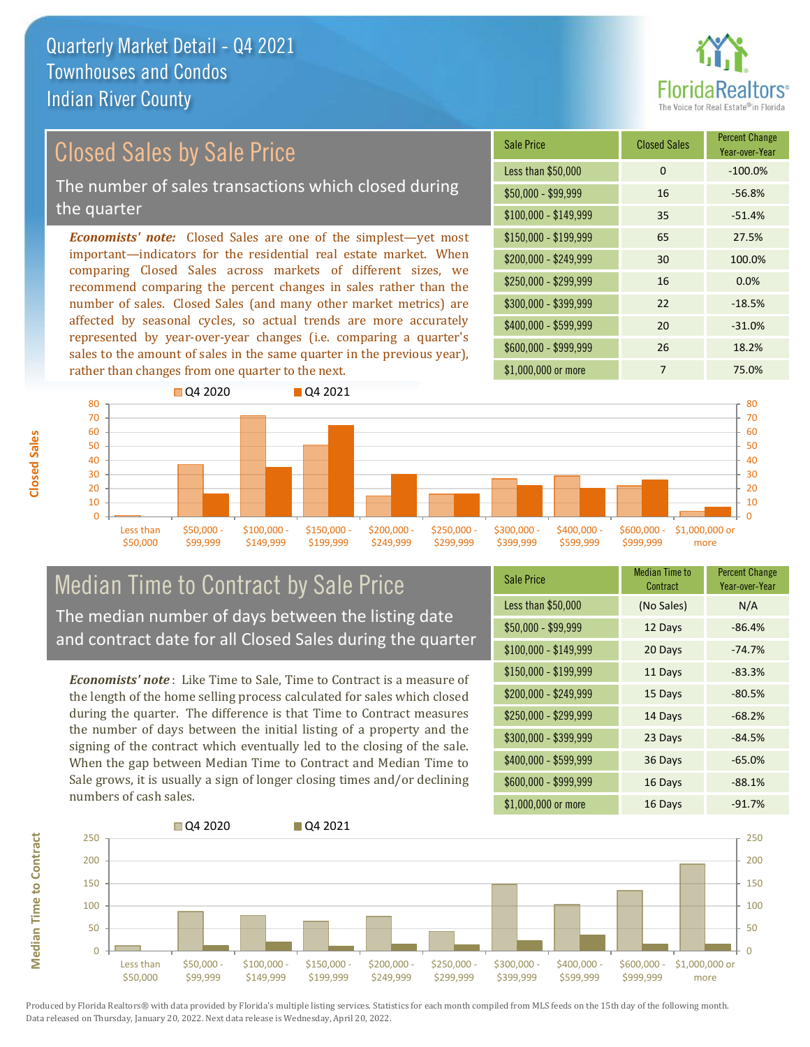# Quarterly Market Detail - Q4 2021
## Townhouses and Condos
## Indian River County

## Closed Sales by Sale Price

The number of sales transactions which closed during the quarter

*Economists' note:* Closed Sales are one of the simplest—yet most important—indicators for the residential real estate market. When comparing Closed Sales across markets of different sizes, we recommend comparing the percent changes in sales rather than the number of sales. Closed Sales (and many other market metrics) are affected by seasonal cycles, so actual trends are more accurately represented by year-over-year changes (i.e. comparing a quarter's sales to the amount of sales in the same quarter in the previous year), rather than changes from one quarter to the next.

| Sale Price | Closed Sales | Percent Change Year-over-Year |
|---|---|---|
| Less than $50,000 | 0 | -100.0% |
| $50,000 - $99,999 | 16 | -56.8% |
| $100,000 - $149,999 | 35 | -51.4% |
| $150,000 - $199,999 | 65 | 27.5% |
| $200,000 - $249,999 | 30 | 100.0% |
| $250,000 - $299,999 | 16 | 0.0% |
| $300,000 - $399,999 | 22 | -18.5% |
| $400,000 - $599,999 | 20 | -31.0% |
| $600,000 - $999,999 | 26 | 18.2% |
| $1,000,000 or more | 7 | 75.0% |

## Median Time to Contract by Sale Price

The median number of days between the listing date and contract date for all Closed Sales during the quarter

*Economists' note*: Like Time to Sale, Time to Contract is a measure of the length of the home selling process calculated for sales which closed during the quarter. The difference is that Time to Contract measures the number of days between the initial listing of a property and the signing of the contract which eventually led to the closing of the sale. When the gap between Median Time to Contract and Median Time to Sale grows, it is usually a sign of longer closing times and/or declining numbers of cash sales.

| Sale Price | Median Time to Contract | Percent Change Year-over-Year |
|---|---|---|
| Less than $50,000 | (No Sales) | N/A |
| $50,000 - $99,999 | 12 Days | -86.4% |
| $100,000 - $149,999 | 20 Days | -74.7% |
| $150,000 - $199,999 | 11 Days | -83.3% |
| $200,000 - $249,999 | 15 Days | -80.5% |
| $250,000 - $299,999 | 14 Days | -68.2% |
| $300,000 - $399,999 | 23 Days | -84.5% |
| $400,000 - $599,999 | 36 Days | -65.0% |
| $600,000 - $999,999 | 16 Days | -88.1% |
| $1,000,000 or more | 16 Days | -91.7% |

Produced by Florida Realtors® with data provided by Florida's multiple listing services. Statistics for each month compiled from MLS feeds on the 15th day of the following month. Data released on Thursday, January 20, 2022. Next data release is Wednesday, April 20, 2022.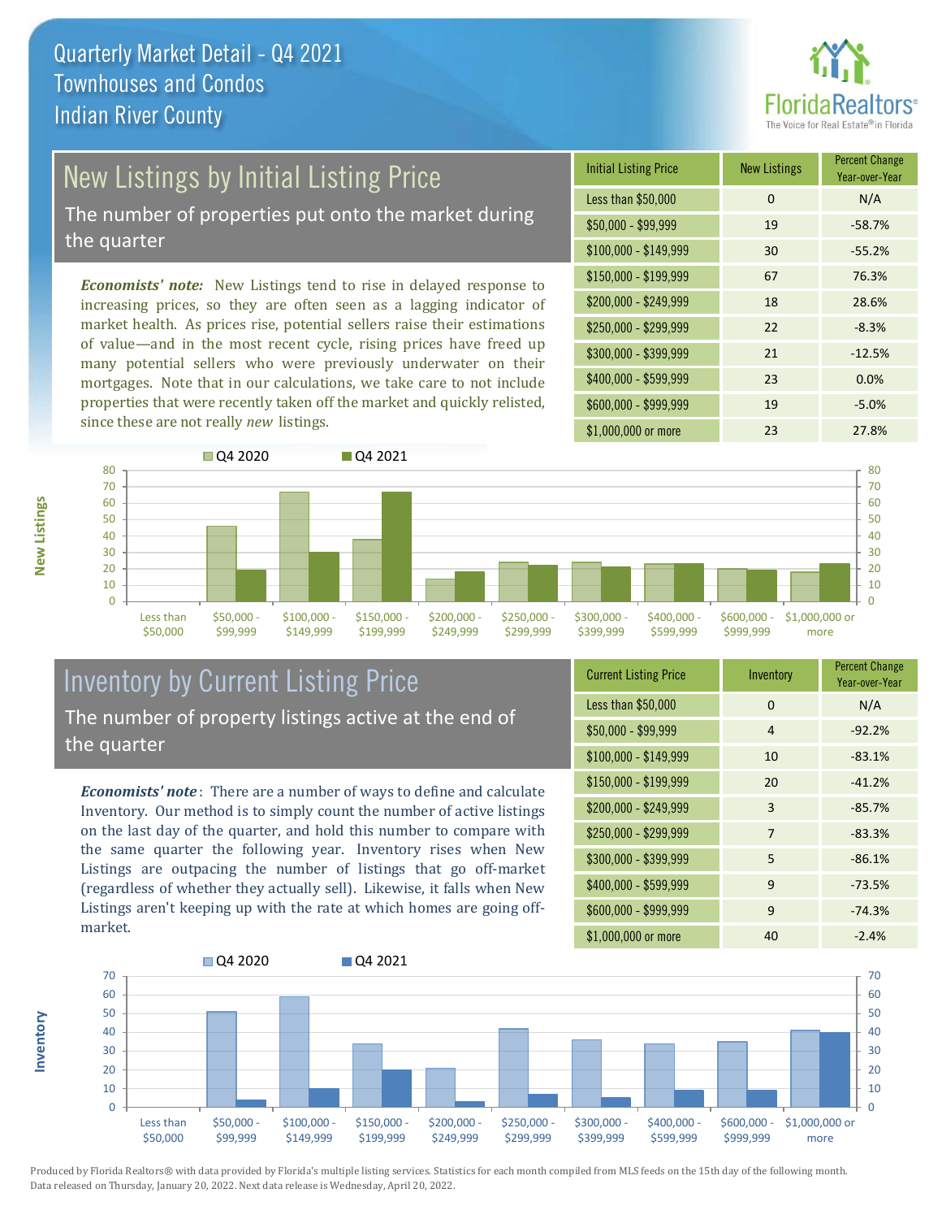# Quarterly Market Detail - Q4 2021
## Townhouses and Condos
## Indian River County

## New Listings by Initial Listing Price

The number of properties put onto the market during the quarter

*Economists' note:* New Listings tend to rise in delayed response to increasing prices, so they are often seen as a lagging indicator of market health. As prices rise, potential sellers raise their estimations of value—and in the most recent cycle, rising prices have freed up many potential sellers who were previously underwater on their mortgages. Note that in our calculations, we take care to not include properties that were recently taken off the market and quickly relisted, since these are not really *new* listings.

| Initial Listing Price | New Listings | Percent Change Year-over-Year |
|---|---|---|
| Less than $50,000 | 0 | N/A |
| $50,000 - $99,999 | 19 | -58.7% |
| $100,000 - $149,999 | 30 | -55.2% |
| $150,000 - $199,999 | 67 | 76.3% |
| $200,000 - $249,999 | 18 | 28.6% |
| $250,000 - $299,999 | 22 | -8.3% |
| $300,000 - $399,999 | 21 | -12.5% |
| $400,000 - $599,999 | 23 | 0.0% |
| $600,000 - $999,999 | 19 | -5.0% |
| $1,000,000 or more | 23 | 27.8% |

## Inventory by Current Listing Price

The number of property listings active at the end of the quarter

*Economists' note*: There are a number of ways to define and calculate Inventory. Our method is to simply count the number of active listings on the last day of the quarter, and hold this number to compare with the same quarter the following year. Inventory rises when New Listings are outpacing the number of listings that go off-market (regardless of whether they actually sell). Likewise, it falls when New Listings aren't keeping up with the rate at which homes are going off-market.

| Current Listing Price | Inventory | Percent Change Year-over-Year |
|---|---|---|
| Less than $50,000 | 0 | N/A |
| $50,000 - $99,999 | 4 | -92.2% |
| $100,000 - $149,999 | 10 | -83.1% |
| $150,000 - $199,999 | 20 | -41.2% |
| $200,000 - $249,999 | 3 | -85.7% |
| $250,000 - $299,999 | 7 | -83.3% |
| $300,000 - $399,999 | 5 | -86.1% |
| $400,000 - $599,999 | 9 | -73.5% |
| $600,000 - $999,999 | 9 | -74.3% |
| $1,000,000 or more | 40 | -2.4% |

Produced by Florida Realtors® with data provided by Florida's multiple listing services. Statistics for each month compiled from MLS feeds on the 15th day of the following month. Data released on Thursday, January 20, 2022. Next data release is Wednesday, April 20, 2022.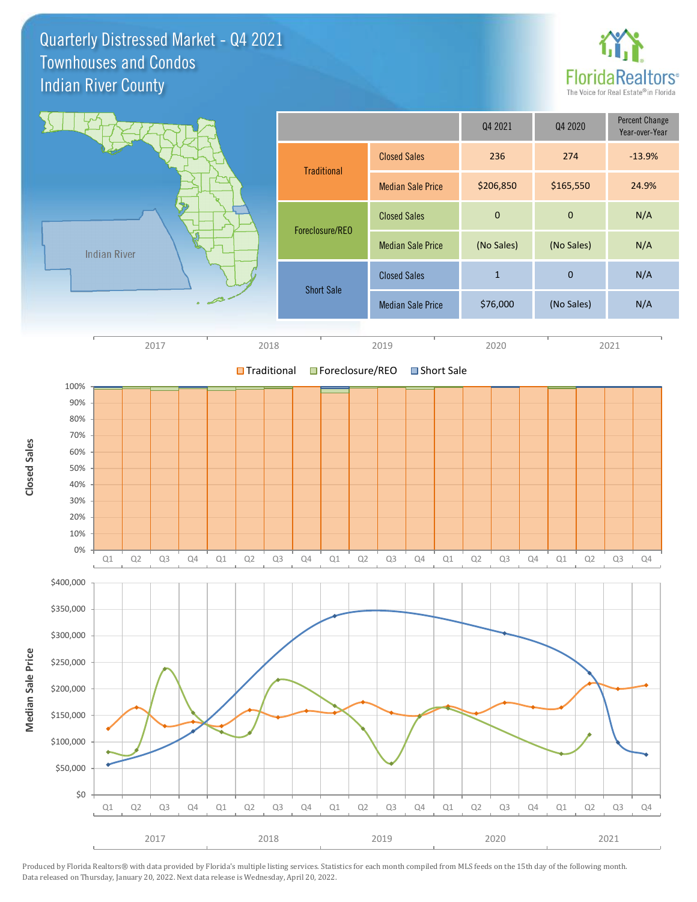# Quarterly Distressed Market - Q4 2021
## Townhouses and Condos
## Indian River County

FloridaRealtors®
The Voice for Real Estate® in Florida

Indian River

| | | Q4 2021 | Q4 2020 | Percent Change Year-over-Year |
|---|---|---|---|---|
| Traditional | Closed Sales | 236 | 274 | -13.9% |
| | Median Sale Price | $206,850 | $165,550 | 24.9% |
| Foreclosure/REO | Closed Sales | 0 | 0 | N/A |
| | Median Sale Price | (No Sales) | (No Sales) | N/A |
| Short Sale | Closed Sales | 1 | 0 | N/A |
| | Median Sale Price | $76,000 | (No Sales) | N/A |

2017 2018 2019 2020 2021

Traditional Foreclosure/REO Short Sale

Closed Sales

100% 90% 80% 70% 60% 50% 40% 30% 20% 10% 0%

Q1 Q2 Q3 Q4 Q1 Q2 Q3 Q4 Q1 Q2 Q3 Q4 Q1 Q2 Q3 Q4 Q1 Q2 Q3 Q4

Median Sale Price

$400,000 $350,000 $300,000 $250,000 $200,000 $150,000 $100,000 $50,000 $0

Q1 Q2 Q3 Q4 Q1 Q2 Q3 Q4 Q1 Q2 Q3 Q4 Q1 Q2 Q3 Q4 Q1 Q2 Q3 Q4

2017 2018 2019 2020 2021

Produced by Florida Realtors® with data provided by Florida's multiple listing services. Statistics for each month compiled from MLS feeds on the 15th day of the following month. Data released on Thursday, January 20, 2022. Next data release is Wednesday, April 20, 2022.